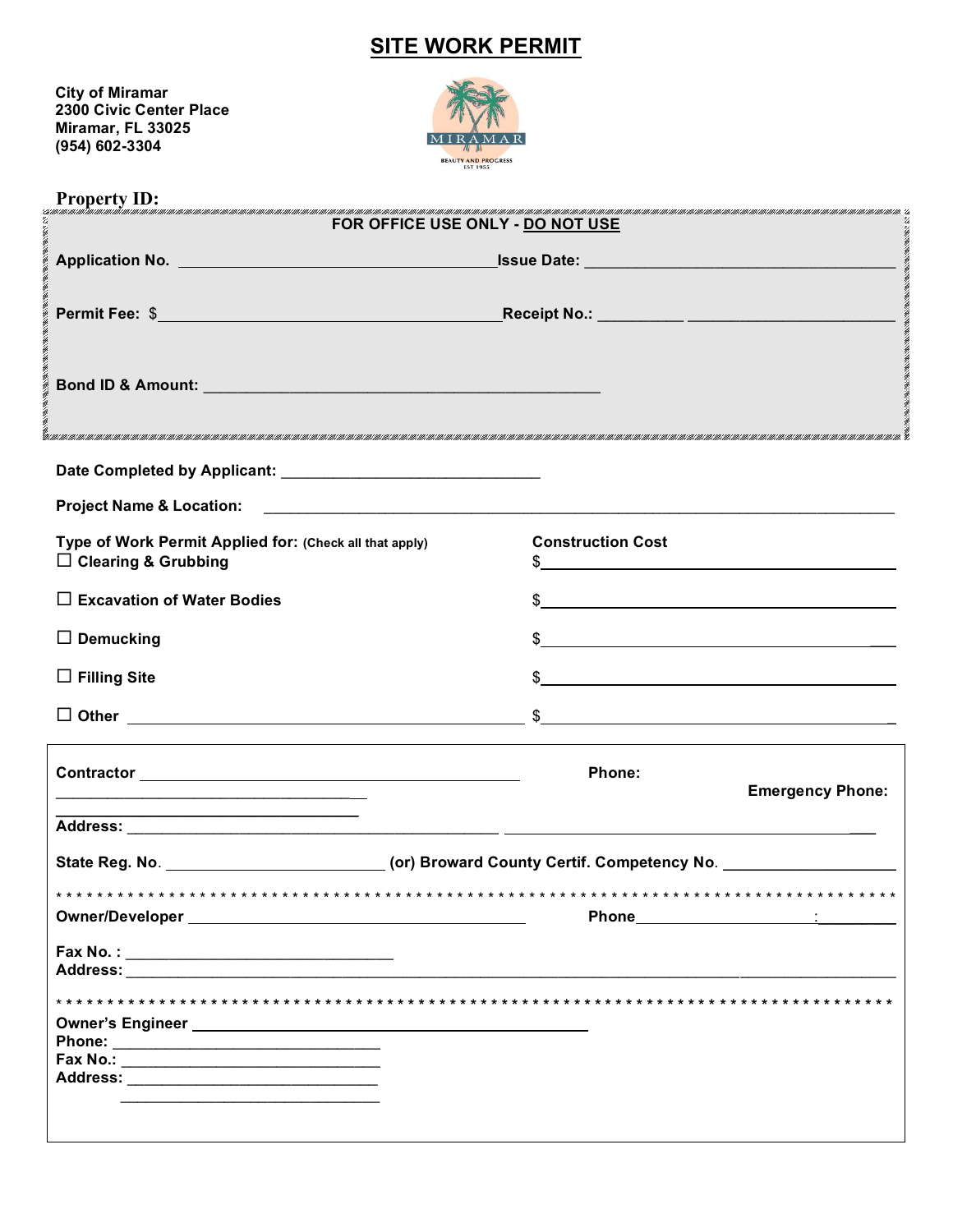# SITE WORK PERMIT

**City of Miramar**
**2300 Civic Center Place**
**Miramar, FL 33025**
**(954) 602-3304**

MIRAMAR
BEAUTY AND PROGRESS
EST 1955

**Property ID:**

**FOR OFFICE USE ONLY - DO NOT USE**

**Application No.** ________________________ **Issue Date:** ________________________

**Permit Fee:** $________________________ **Receipt No.:** __________ ________________________

**Bond ID & Amount:** ________________________________________________

**Date Completed by Applicant:** ______________________________

**Project Name & Location:** ________________________________________________________________

| **Type of Work Permit Applied for:** (Check all that apply) | **Construction Cost** |
|---|---|
| ☐ **Clearing & Grubbing** | $ |
| ☐ **Excavation of Water Bodies** | $ |
| ☐ **Demucking** | $ |
| ☐ **Filling Site** | $ |
| ☐ **Other** ________________________ | $ |

**Contractor** ________________________________ **Phone:** **Emergency Phone:**

**Address:** ________________________________________________

**State Reg. No**. ________________________ **(or) Broward County Certif. Competency No**. ____________________

* * * * * * * * * * * * * * * * * * * * * * * * * * * * * * * * * * * * * * * * * * * * * * * * * * * * * * * * * * * * * * * * * * * * * * * * * *

**Owner/Developer** ________________________________ **Phone** ____________________

**Fax No. :** ______________________________
**Address:** ________________________________________________

* * * * * * * * * * * * * * * * * * * * * * * * * * * * * * * * * * * * * * * * * * * * * * * * * * * * * * * * * * * * * * * * * * * * * * * * *

**Owner's Engineer** ________________________________
**Phone:** ______________________________
**Fax No.:** ______________________________
**Address:** ______________________________
______________________________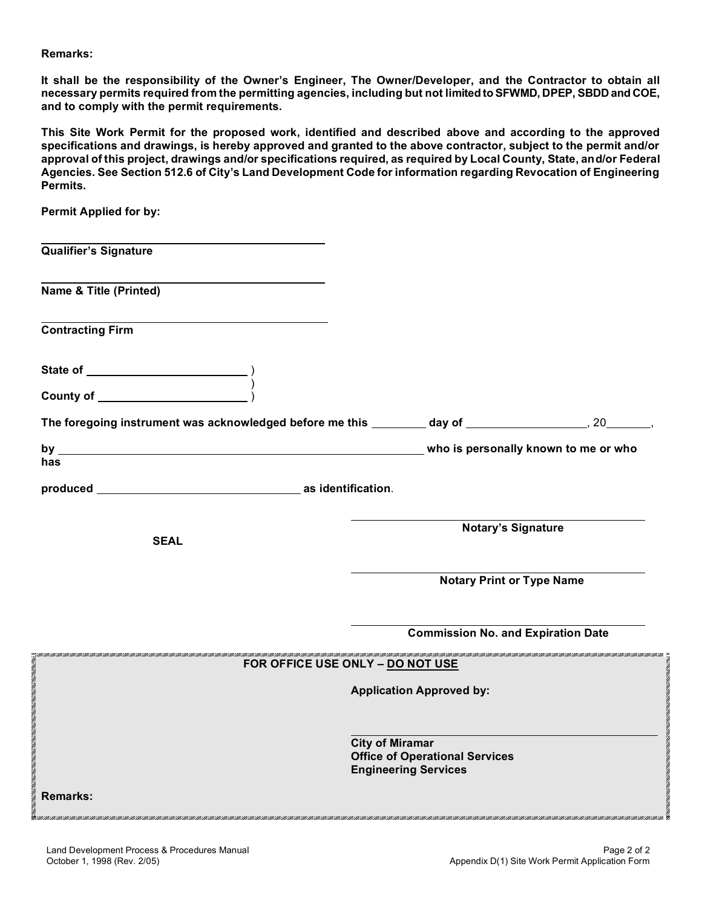**Remarks:**

**It shall be the responsibility of the Owner's Engineer, The Owner/Developer, and the Contractor to obtain all necessary permits required from the permitting agencies, including but not limited to SFWMD, DPEP, SBDD and COE, and to comply with the permit requirements.**

**This Site Work Permit for the proposed work, identified and described above and according to the approved specifications and drawings, is hereby approved and granted to the above contractor, subject to the permit and/or approval of this project, drawings and/or specifications required, as required by Local County, State, and/or Federal Agencies. See Section 512.6 of City's Land Development Code for information regarding Revocation of Engineering Permits.**

**Permit Applied for by:**

______________________________
**Qualifier's Signature**

______________________________
**Name & Title (Printed)**

______________________________
**Contracting Firm**

**State of** ____________________ )
)
**County of** __________________ )

**The foregoing instrument was acknowledged before me this** ________ **day of** __________________, **20**______,

**by** ______________________________________________ **who is personally known to me or who has**

**produced** ____________________________ **as identification**.

**SEAL**

______________________________
**Notary's Signature**

______________________________
**Notary Print or Type Name**

______________________________
**Commission No. and Expiration Date**

**FOR OFFICE USE ONLY – DO NOT USE**

**Application Approved by:**

______________________________
**City of Miramar**
**Office of Operational Services**
**Engineering Services**

**Remarks:**

Land Development Process & Procedures Manual
October 1, 1998 (Rev. 2/05)

Appendix D(1) Site Work Permit Application Form